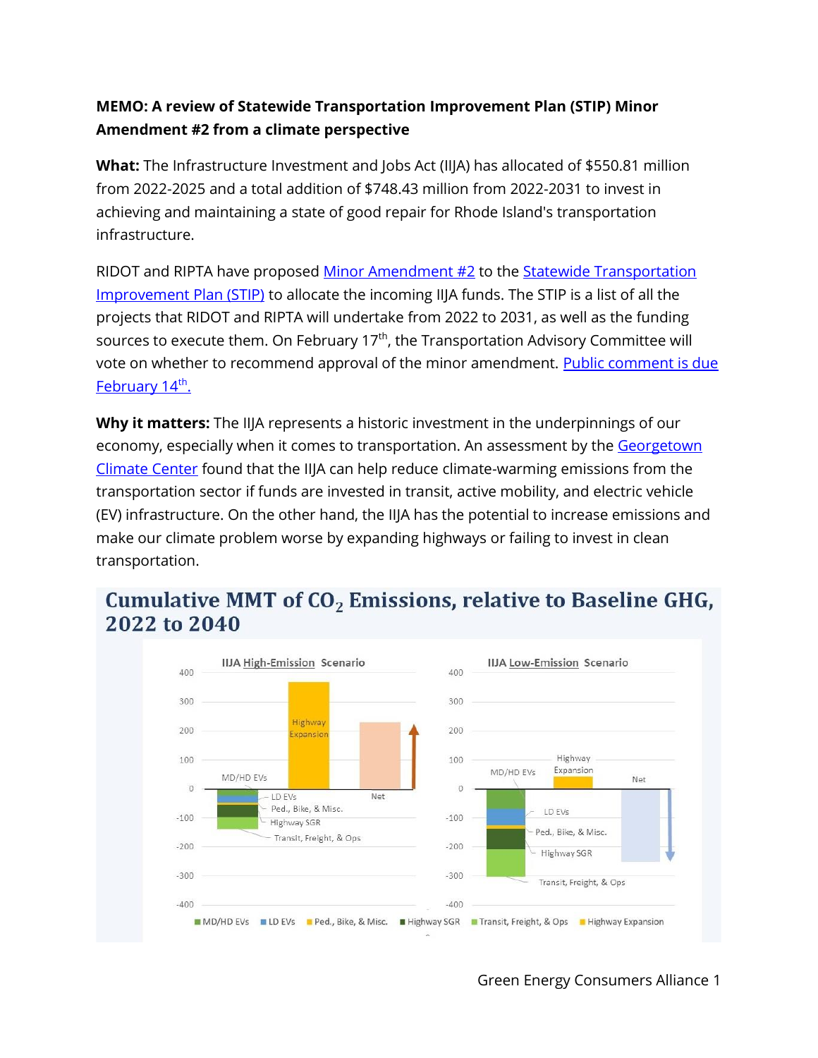**MEMO: A review of Statewide Transportation Improvement Plan (STIP) Minor Amendment #2 from a climate perspective**

**What:** The Infrastructure Investment and Jobs Act (IIJA) has allocated of $550.81 million from 2022-2025 and a total addition of $748.43 million from 2022-2031 to invest in achieving and maintaining a state of good repair for Rhode Island's transportation infrastructure.

RIDOT and RIPTA have proposed Minor Amendment #2 to the Statewide Transportation Improvement Plan (STIP) to allocate the incoming IIJA funds. The STIP is a list of all the projects that RIDOT and RIPTA will undertake from 2022 to 2031, as well as the funding sources to execute them. On February 17th, the Transportation Advisory Committee will vote on whether to recommend approval of the minor amendment. Public comment is due February 14th.

**Why it matters:** The IIJA represents a historic investment in the underpinnings of our economy, especially when it comes to transportation. An assessment by the Georgetown Climate Center found that the IIJA can help reduce climate-warming emissions from the transportation sector if funds are invested in transit, active mobility, and electric vehicle (EV) infrastructure. On the other hand, the IIJA has the potential to increase emissions and make our climate problem worse by expanding highways or failing to invest in clean transportation.

**Cumulative MMT of $CO_2$ Emissions, relative to Baseline GHG, 2022 to 2040**

IIJA High-Emission Scenario | IIJA Low-Emission Scenario

Legend: MD/HD EVs, LD EVs, Ped., Bike, & Misc., Highway SGR, Transit, Freight, & Ops, Highway Expansion, Net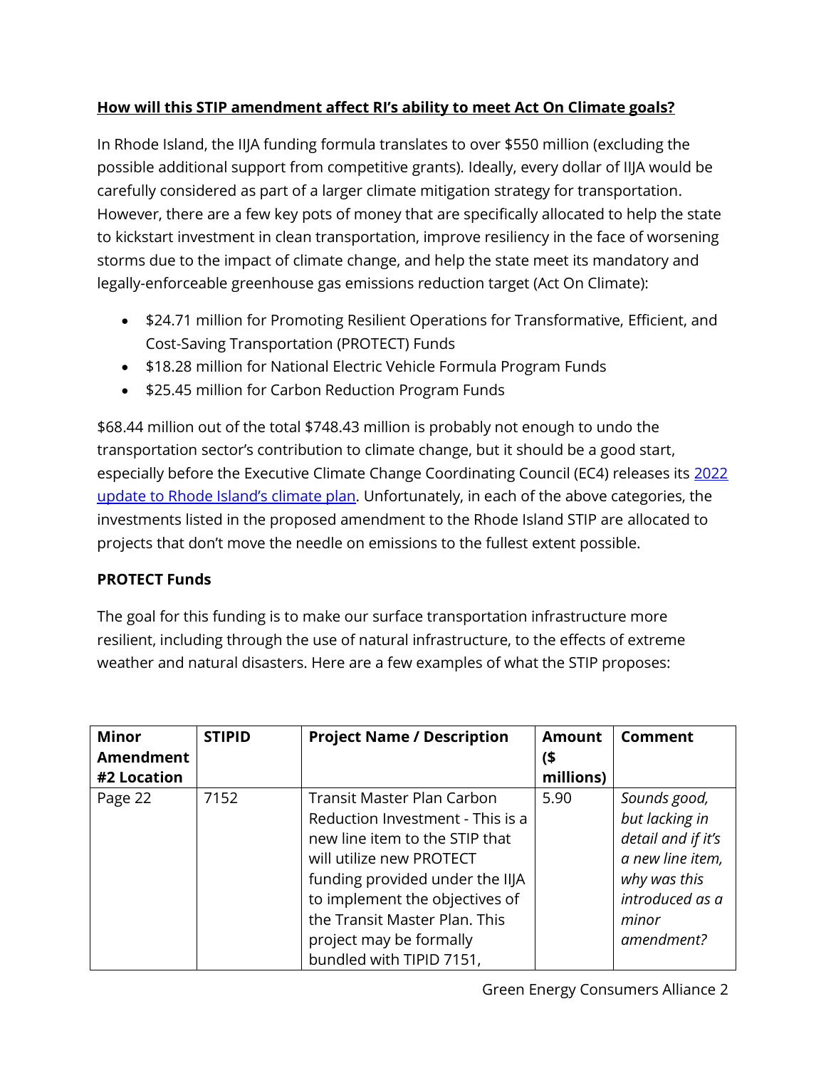## How will this STIP amendment affect RI's ability to meet Act On Climate goals?

In Rhode Island, the IIJA funding formula translates to over $550 million (excluding the possible additional support from competitive grants). Ideally, every dollar of IIJA would be carefully considered as part of a larger climate mitigation strategy for transportation. However, there are a few key pots of money that are specifically allocated to help the state to kickstart investment in clean transportation, improve resiliency in the face of worsening storms due to the impact of climate change, and help the state meet its mandatory and legally-enforceable greenhouse gas emissions reduction target (Act On Climate):

- $24.71 million for Promoting Resilient Operations for Transformative, Efficient, and Cost-Saving Transportation (PROTECT) Funds
- $18.28 million for National Electric Vehicle Formula Program Funds
- $25.45 million for Carbon Reduction Program Funds

$68.44 million out of the total $748.43 million is probably not enough to undo the transportation sector's contribution to climate change, but it should be a good start, especially before the Executive Climate Change Coordinating Council (EC4) releases its [2022 update to Rhode Island's climate plan](). Unfortunately, in each of the above categories, the investments listed in the proposed amendment to the Rhode Island STIP are allocated to projects that don't move the needle on emissions to the fullest extent possible.

**PROTECT Funds**

The goal for this funding is to make our surface transportation infrastructure more resilient, including through the use of natural infrastructure, to the effects of extreme weather and natural disasters. Here are a few examples of what the STIP proposes:

| Minor Amendment #2 Location | STIPID | Project Name / Description | Amount ($ millions) | Comment |
|---|---|---|---|---|
| Page 22 | 7152 | Transit Master Plan Carbon Reduction Investment - This is a new line item to the STIP that will utilize new PROTECT funding provided under the IIJA to implement the objectives of the Transit Master Plan. This project may be formally bundled with TIPID 7151, | 5.90 | *Sounds good, but lacking in detail and if it's a new line item, why was this introduced as a minor amendment?* |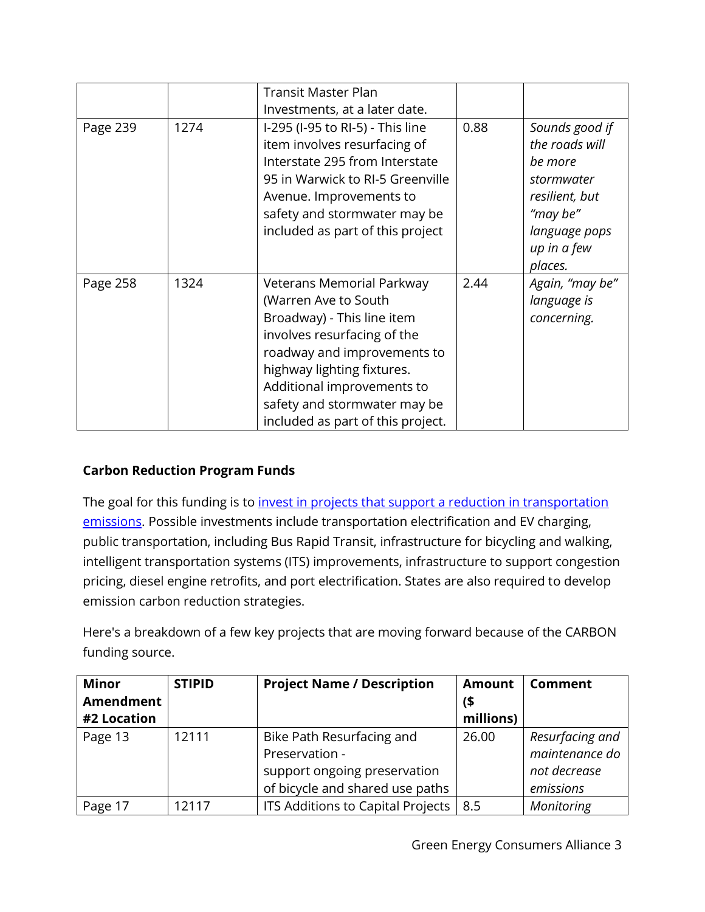| | | Transit Master Plan Investments, at a later date. | | |
|---|---|---|---|---|
| Page 239 | 1274 | I-295 (I-95 to RI-5) - This line item involves resurfacing of Interstate 295 from Interstate 95 in Warwick to RI-5 Greenville Avenue. Improvements to safety and stormwater may be included as part of this project | 0.88 | *Sounds good if the roads will be more stormwater resilient, but "may be" language pops up in a few places.* |
| Page 258 | 1324 | Veterans Memorial Parkway (Warren Ave to South Broadway) - This line item involves resurfacing of the roadway and improvements to highway lighting fixtures. Additional improvements to safety and stormwater may be included as part of this project. | 2.44 | *Again, "may be" language is concerning.* |

**Carbon Reduction Program Funds**

The goal for this funding is to invest in projects that support a reduction in transportation emissions. Possible investments include transportation electrification and EV charging, public transportation, including Bus Rapid Transit, infrastructure for bicycling and walking, intelligent transportation systems (ITS) improvements, infrastructure to support congestion pricing, diesel engine retrofits, and port electrification. States are also required to develop emission carbon reduction strategies.

Here's a breakdown of a few key projects that are moving forward because of the CARBON funding source.

| Minor Amendment #2 Location | STIPID | Project Name / Description | Amount ($ millions) | Comment |
|---|---|---|---|---|
| Page 13 | 12111 | Bike Path Resurfacing and Preservation - support ongoing preservation of bicycle and shared use paths | 26.00 | *Resurfacing and maintenance do not decrease emissions* |
| Page 17 | 12117 | ITS Additions to Capital Projects | 8.5 | *Monitoring* |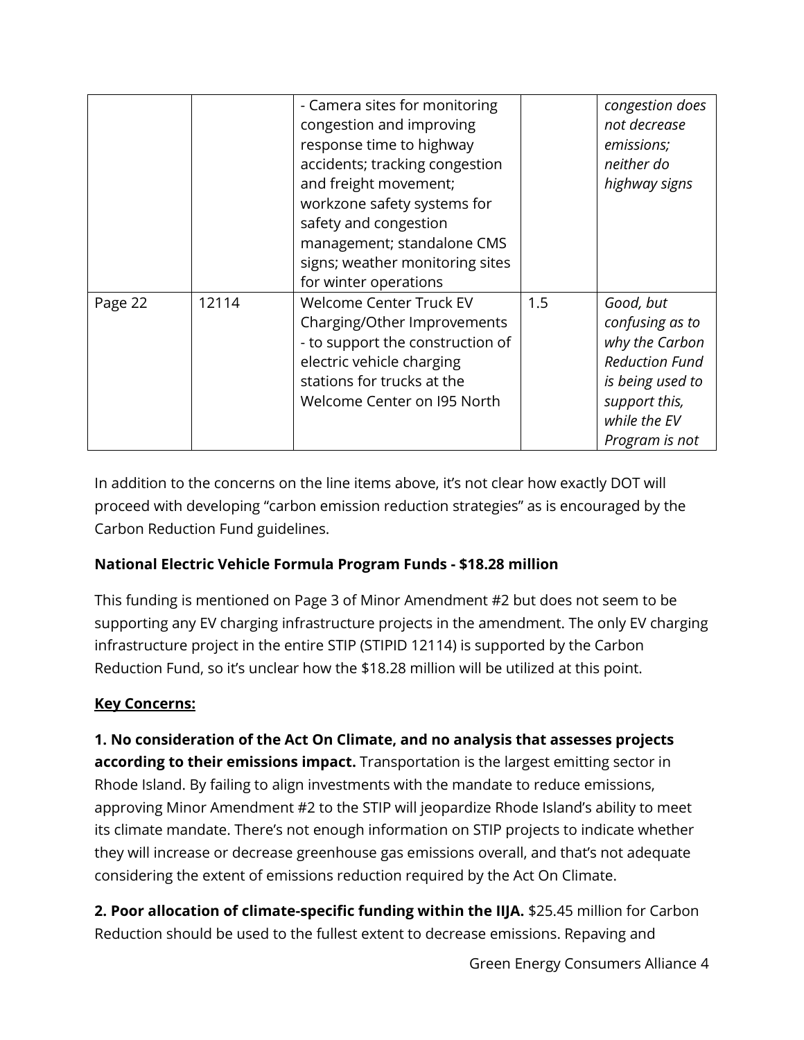| | | - Camera sites for monitoring congestion and improving response time to highway accidents; tracking congestion and freight movement; workzone safety systems for safety and congestion management; standalone CMS signs; weather monitoring sites for winter operations | | *congestion does not decrease emissions; neither do highway signs* |
|---|---|---|---|---|
| Page 22 | 12114 | Welcome Center Truck EV Charging/Other Improvements - to support the construction of electric vehicle charging stations for trucks at the Welcome Center on I95 North | 1.5 | *Good, but confusing as to why the Carbon Reduction Fund is being used to support this, while the EV Program is not* |

In addition to the concerns on the line items above, it's not clear how exactly DOT will proceed with developing "carbon emission reduction strategies" as is encouraged by the Carbon Reduction Fund guidelines.

**National Electric Vehicle Formula Program Funds - $18.28 million**

This funding is mentioned on Page 3 of Minor Amendment #2 but does not seem to be supporting any EV charging infrastructure projects in the amendment. The only EV charging infrastructure project in the entire STIP (STIPID 12114) is supported by the Carbon Reduction Fund, so it's unclear how the $18.28 million will be utilized at this point.

**Key Concerns:**

**1. No consideration of the Act On Climate, and no analysis that assesses projects according to their emissions impact.** Transportation is the largest emitting sector in Rhode Island. By failing to align investments with the mandate to reduce emissions, approving Minor Amendment #2 to the STIP will jeopardize Rhode Island's ability to meet its climate mandate. There's not enough information on STIP projects to indicate whether they will increase or decrease greenhouse gas emissions overall, and that's not adequate considering the extent of emissions reduction required by the Act On Climate.

**2. Poor allocation of climate-specific funding within the IIJA.** $25.45 million for Carbon Reduction should be used to the fullest extent to decrease emissions. Repaving and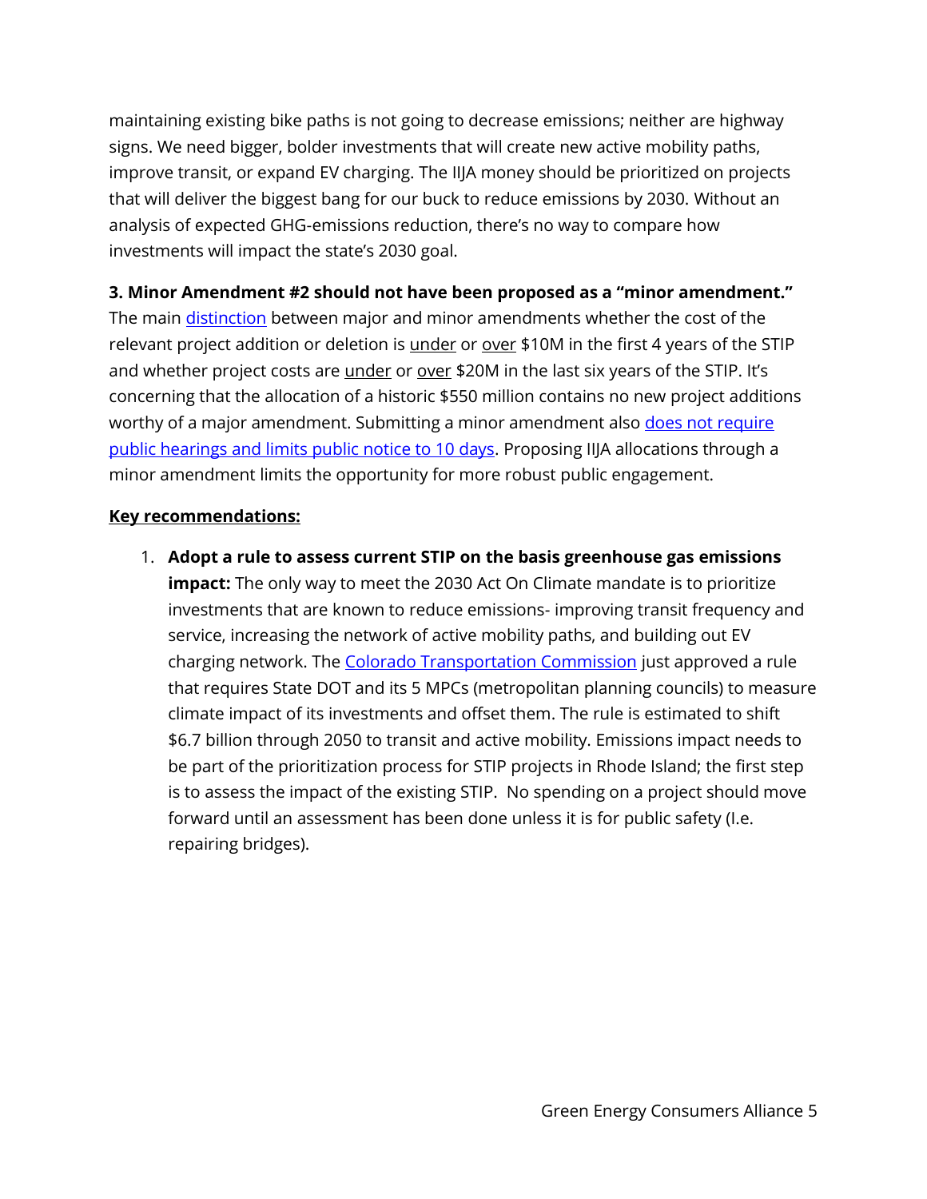maintaining existing bike paths is not going to decrease emissions; neither are highway signs. We need bigger, bolder investments that will create new active mobility paths, improve transit, or expand EV charging. The IIJA money should be prioritized on projects that will deliver the biggest bang for our buck to reduce emissions by 2030. Without an analysis of expected GHG-emissions reduction, there's no way to compare how investments will impact the state's 2030 goal.

**3. Minor Amendment #2 should not have been proposed as a "minor amendment."** The main distinction between major and minor amendments whether the cost of the relevant project addition or deletion is under or over $10M in the first 4 years of the STIP and whether project costs are under or over $20M in the last six years of the STIP. It's concerning that the allocation of a historic $550 million contains no new project additions worthy of a major amendment. Submitting a minor amendment also does not require public hearings and limits public notice to 10 days. Proposing IIJA allocations through a minor amendment limits the opportunity for more robust public engagement.

**Key recommendations:**

1. **Adopt a rule to assess current STIP on the basis greenhouse gas emissions impact:** The only way to meet the 2030 Act On Climate mandate is to prioritize investments that are known to reduce emissions- improving transit frequency and service, increasing the network of active mobility paths, and building out EV charging network. The Colorado Transportation Commission just approved a rule that requires State DOT and its 5 MPCs (metropolitan planning councils) to measure climate impact of its investments and offset them. The rule is estimated to shift $6.7 billion through 2050 to transit and active mobility. Emissions impact needs to be part of the prioritization process for STIP projects in Rhode Island; the first step is to assess the impact of the existing STIP. No spending on a project should move forward until an assessment has been done unless it is for public safety (I.e. repairing bridges).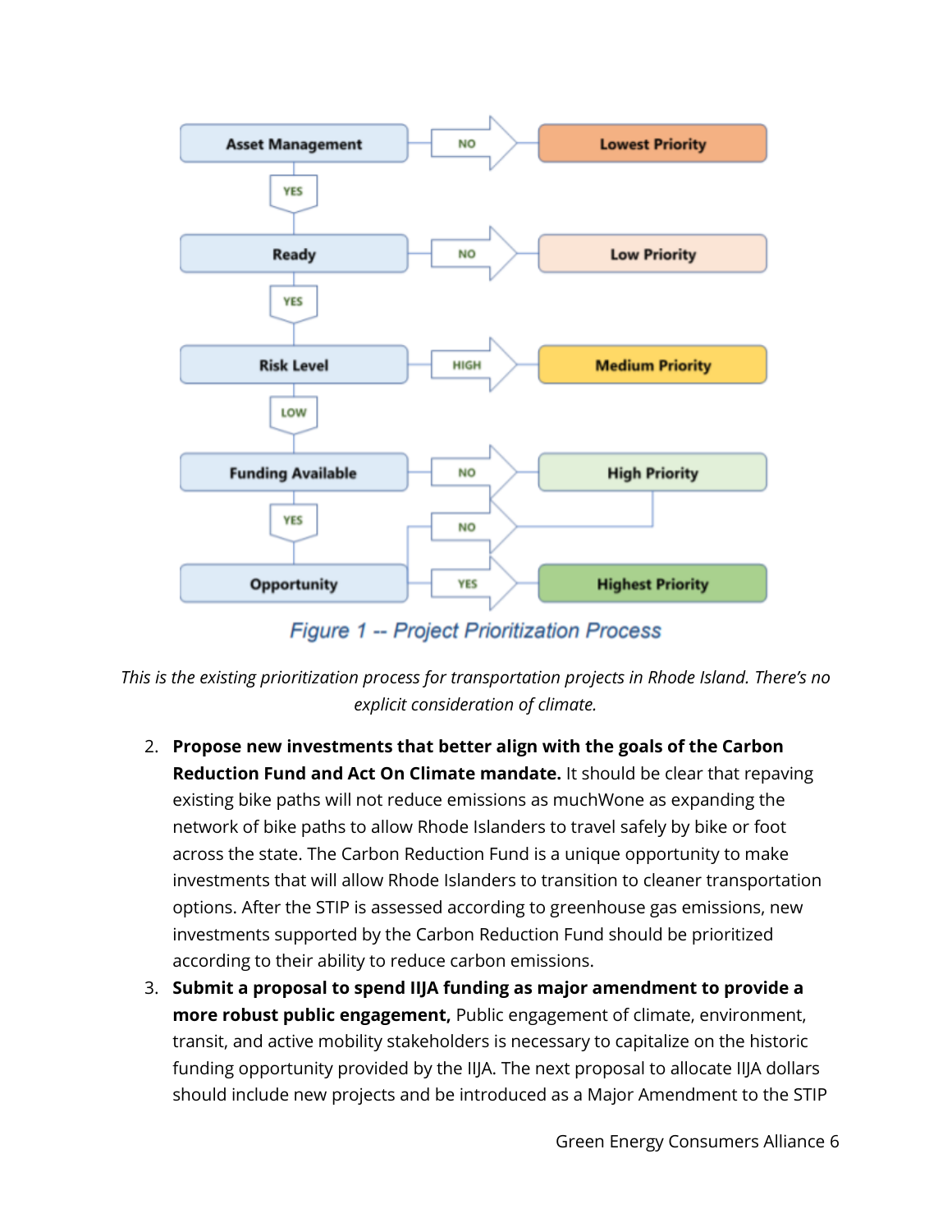- Asset Management → NO → Lowest Priority
- Asset Management → YES → Ready
- Ready → NO → Low Priority
- Ready → YES → Risk Level
- Risk Level → HIGH → Medium Priority
- Risk Level → LOW → Funding Available
- Funding Available → NO → High Priority
- Funding Available → YES → Opportunity
- Opportunity → NO → High Priority
- Opportunity → YES → Highest Priority

Figure 1 -- Project Prioritization Process

*This is the existing prioritization process for transportation projects in Rhode Island. There's no explicit consideration of climate.*

2. **Propose new investments that better align with the goals of the Carbon Reduction Fund and Act On Climate mandate.** It should be clear that repaving existing bike paths will not reduce emissions as muchWone as expanding the network of bike paths to allow Rhode Islanders to travel safely by bike or foot across the state. The Carbon Reduction Fund is a unique opportunity to make investments that will allow Rhode Islanders to transition to cleaner transportation options. After the STIP is assessed according to greenhouse gas emissions, new investments supported by the Carbon Reduction Fund should be prioritized according to their ability to reduce carbon emissions.
3. **Submit a proposal to spend IIJA funding as major amendment to provide a more robust public engagement,** Public engagement of climate, environment, transit, and active mobility stakeholders is necessary to capitalize on the historic funding opportunity provided by the IIJA. The next proposal to allocate IIJA dollars should include new projects and be introduced as a Major Amendment to the STIP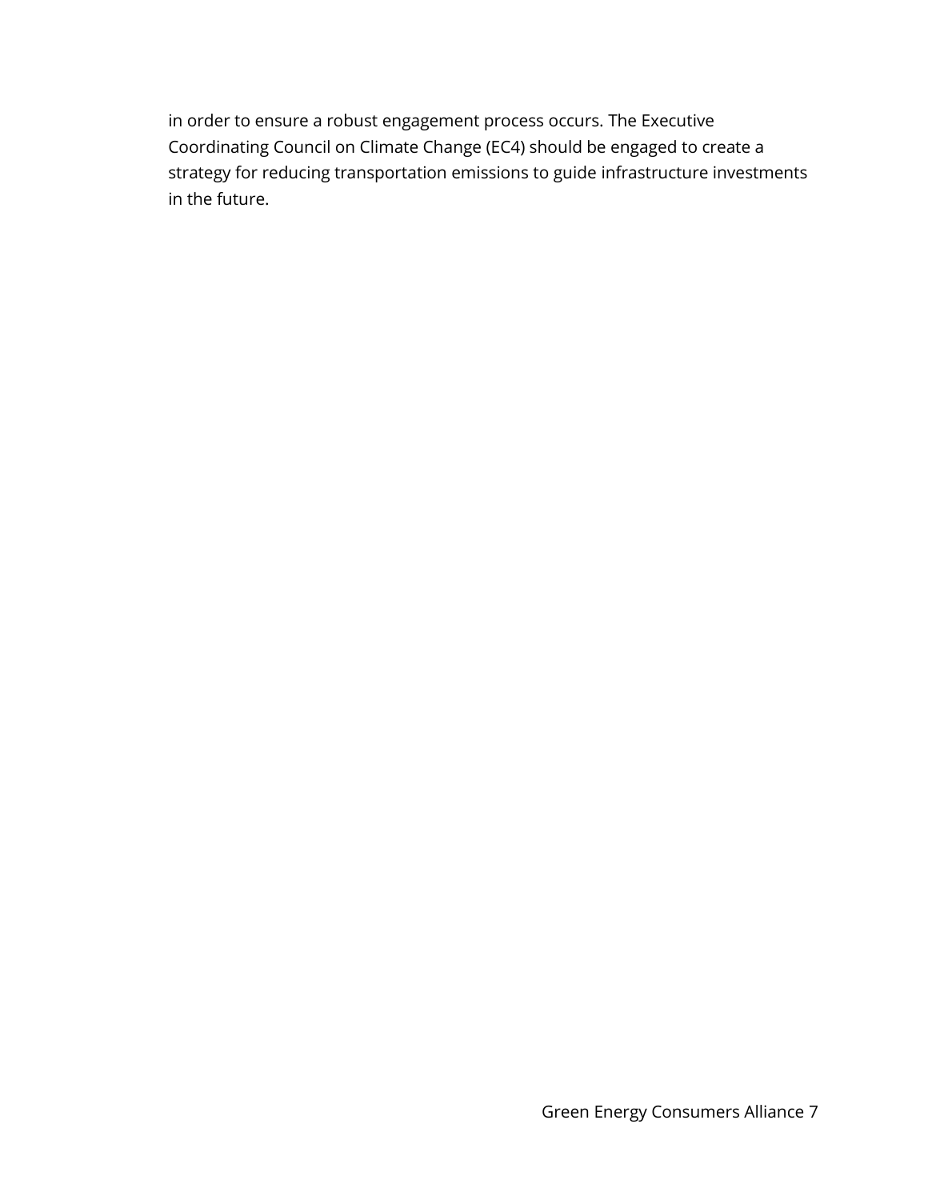in order to ensure a robust engagement process occurs. The Executive Coordinating Council on Climate Change (EC4) should be engaged to create a strategy for reducing transportation emissions to guide infrastructure investments in the future.